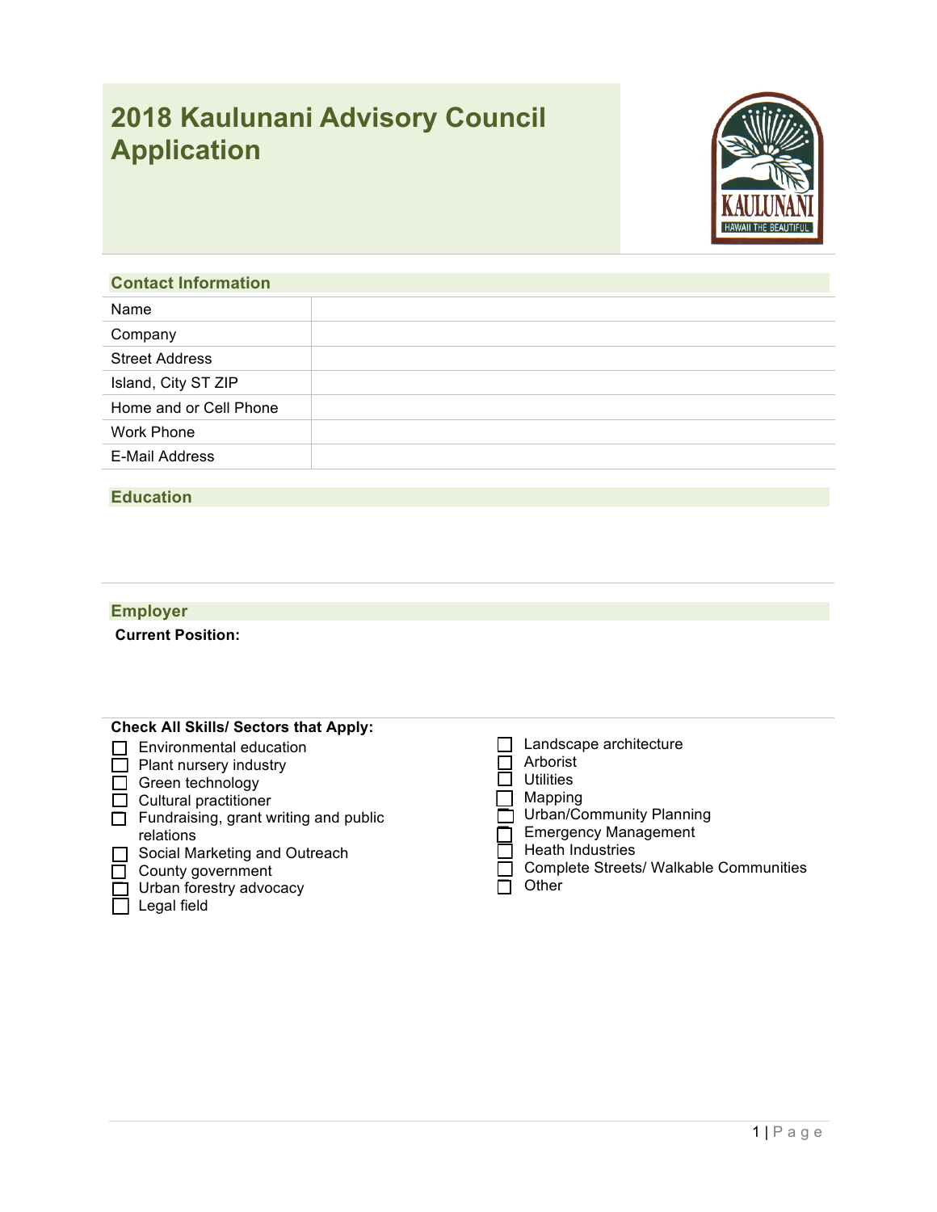# 2018 Kaulunani Advisory Council Application

## Contact Information

| | |
|---|---|
| Name | |
| Company | |
| Street Address | |
| Island, City ST ZIP | |
| Home and or Cell Phone | |
| Work Phone | |
| E-Mail Address | |

## Education

## Employer

**Current Position:**

**Check All Skills/ Sectors that Apply:**

- ☐ Environmental education
- ☐ Plant nursery industry
- ☐ Green technology
- ☐ Cultural practitioner
- ☐ Fundraising, grant writing and public relations
- ☐ Social Marketing and Outreach
- ☐ County government
- ☐ Urban forestry advocacy
- ☐ Legal field
- ☐ Landscape architecture
- ☐ Arborist
- ☐ Utilities
- ☐ Mapping
- ☐ Urban/Community Planning
- ☐ Emergency Management
- ☐ Heath Industries
- ☐ Complete Streets/ Walkable Communities
- ☐ Other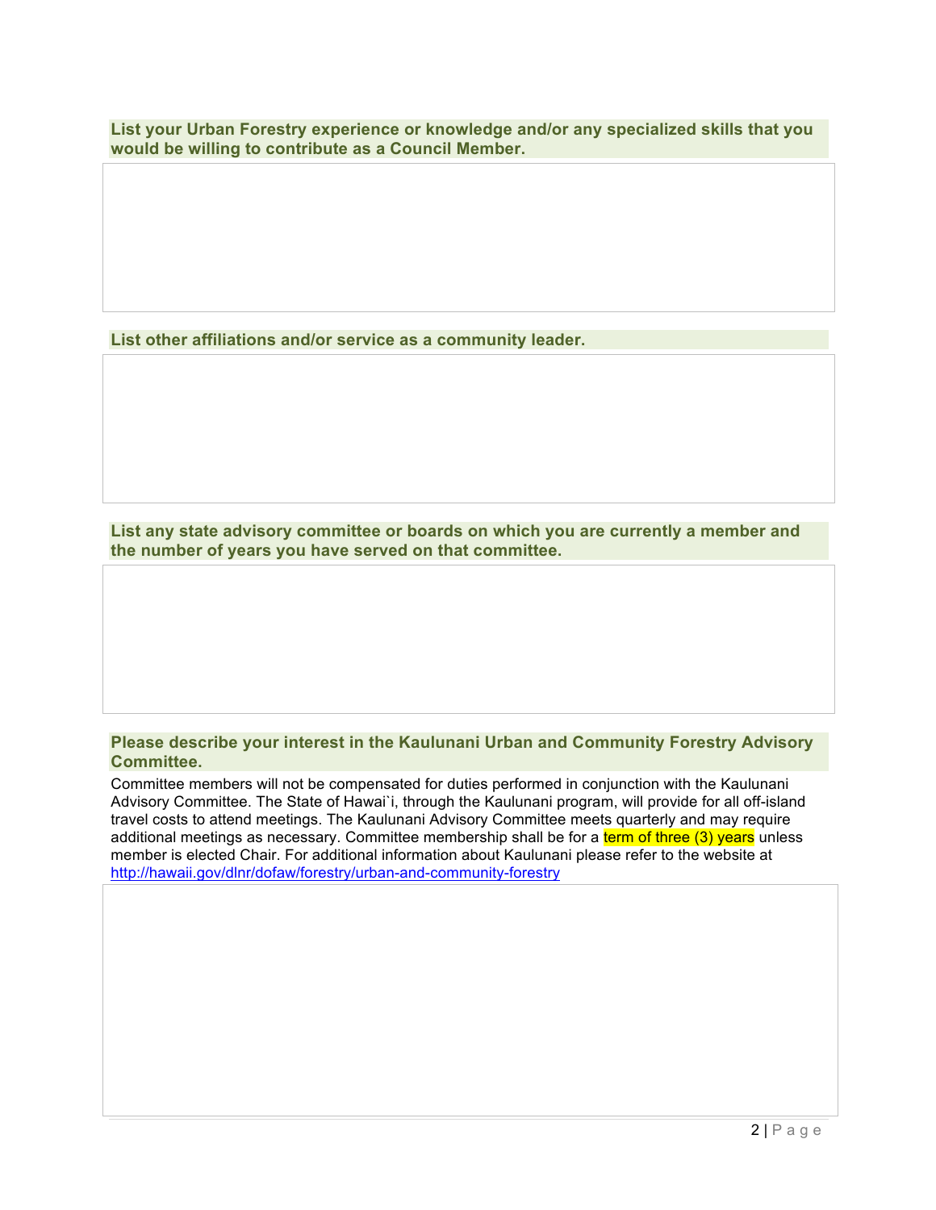**List your Urban Forestry experience or knowledge and/or any specialized skills that you would be willing to contribute as a Council Member.**

**List other affiliations and/or service as a community leader.**

**List any state advisory committee or boards on which you are currently a member and the number of years you have served on that committee.**

**Please describe your interest in the Kaulunani Urban and Community Forestry Advisory Committee.**

Committee members will not be compensated for duties performed in conjunction with the Kaulunani Advisory Committee. The State of Hawai`i, through the Kaulunani program, will provide for all off-island travel costs to attend meetings. The Kaulunani Advisory Committee meets quarterly and may require additional meetings as necessary. Committee membership shall be for a term of three (3) years unless member is elected Chair. For additional information about Kaulunani please refer to the website at http://hawaii.gov/dlnr/dofaw/forestry/urban-and-community-forestry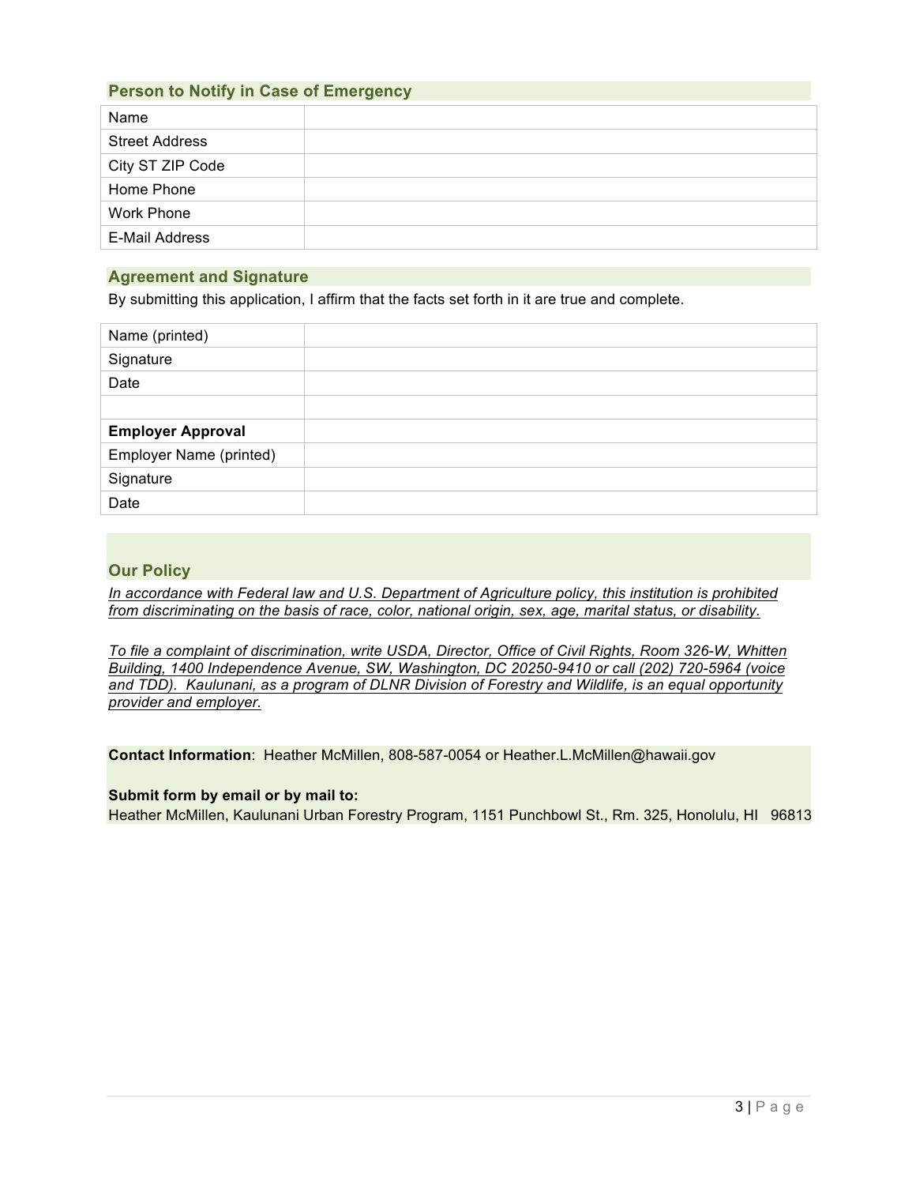## Person to Notify in Case of Emergency

| | |
|---|---|
| Name | |
| Street Address | |
| City ST ZIP Code | |
| Home Phone | |
| Work Phone | |
| E-Mail Address | |

## Agreement and Signature

By submitting this application, I affirm that the facts set forth in it are true and complete.

| | |
|---|---|
| Name (printed) | |
| Signature | |
| Date | |
| | |
| **Employer Approval** | |
| Employer Name (printed) | |
| Signature | |
| Date | |

## Our Policy

*In accordance with Federal law and U.S. Department of Agriculture policy, this institution is prohibited from discriminating on the basis of race, color, national origin, sex, age, marital status, or disability.*

*To file a complaint of discrimination, write USDA, Director, Office of Civil Rights, Room 326-W, Whitten Building, 1400 Independence Avenue, SW, Washington, DC 20250-9410 or call (202) 720-5964 (voice and TDD). Kaulunani, as a program of DLNR Division of Forestry and Wildlife, is an equal opportunity provider and employer.*

**Contact Information**: Heather McMillen, 808-587-0054 or Heather.L.McMillen@hawaii.gov

**Submit form by email or by mail to:**
Heather McMillen, Kaulunani Urban Forestry Program, 1151 Punchbowl St., Rm. 325, Honolulu, HI 96813